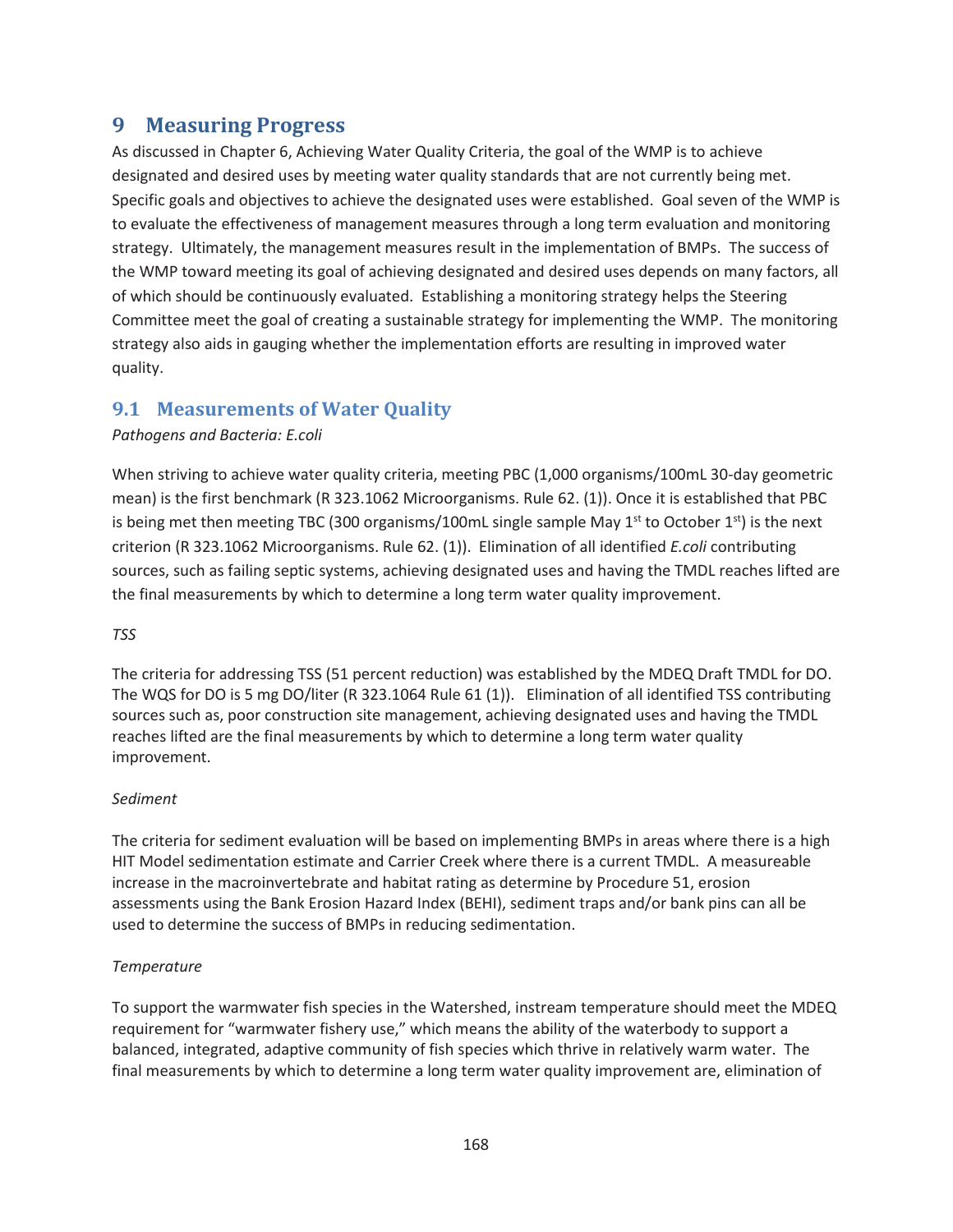# 9 Measuring Progress

As discussed in Chapter 6, Achieving Water Quality Criteria, the goal of the WMP is to achieve designated and desired uses by meeting water quality standards that are not currently being met. Specific goals and objectives to achieve the designated uses were established. Goal seven of the WMP is to evaluate the effectiveness of management measures through a long term evaluation and monitoring strategy. Ultimately, the management measures result in the implementation of BMPs. The success of the WMP toward meeting its goal of achieving designated and desired uses depends on many factors, all of which should be continuously evaluated. Establishing a monitoring strategy helps the Steering Committee meet the goal of creating a sustainable strategy for implementing the WMP. The monitoring strategy also aids in gauging whether the implementation efforts are resulting in improved water quality.

## 9.1 Measurements of Water Quality

*Pathogens and Bacteria: E.coli*

When striving to achieve water quality criteria, meeting PBC (1,000 organisms/100mL 30-day geometric mean) is the first benchmark (R 323.1062 Microorganisms. Rule 62. (1)). Once it is established that PBC is being met then meeting TBC (300 organisms/100mL single sample May 1st to October 1st) is the next criterion (R 323.1062 Microorganisms. Rule 62. (1)). Elimination of all identified *E.coli* contributing sources, such as failing septic systems, achieving designated uses and having the TMDL reaches lifted are the final measurements by which to determine a long term water quality improvement.

*TSS*

The criteria for addressing TSS (51 percent reduction) was established by the MDEQ Draft TMDL for DO. The WQS for DO is 5 mg DO/liter (R 323.1064 Rule 61 (1)). Elimination of all identified TSS contributing sources such as, poor construction site management, achieving designated uses and having the TMDL reaches lifted are the final measurements by which to determine a long term water quality improvement.

*Sediment*

The criteria for sediment evaluation will be based on implementing BMPs in areas where there is a high HIT Model sedimentation estimate and Carrier Creek where there is a current TMDL. A measureable increase in the macroinvertebrate and habitat rating as determine by Procedure 51, erosion assessments using the Bank Erosion Hazard Index (BEHI), sediment traps and/or bank pins can all be used to determine the success of BMPs in reducing sedimentation.

*Temperature*

To support the warmwater fish species in the Watershed, instream temperature should meet the MDEQ requirement for "warmwater fishery use," which means the ability of the waterbody to support a balanced, integrated, adaptive community of fish species which thrive in relatively warm water. The final measurements by which to determine a long term water quality improvement are, elimination of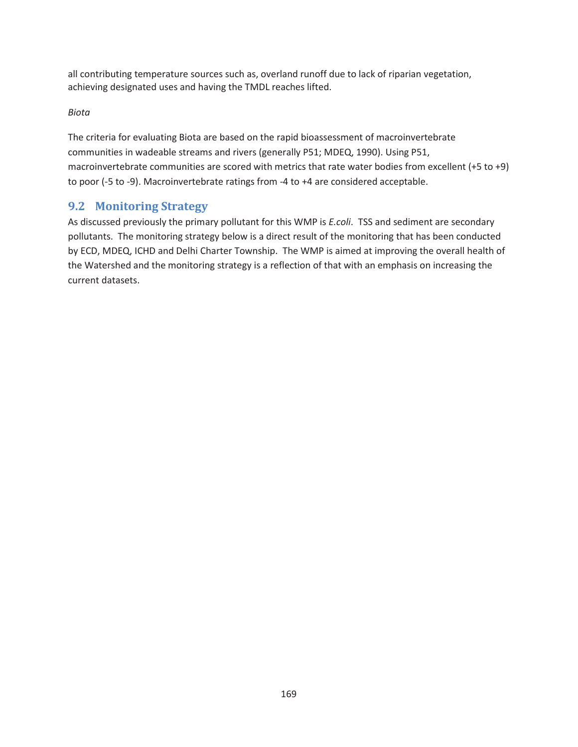all contributing temperature sources such as, overland runoff due to lack of riparian vegetation, achieving designated uses and having the TMDL reaches lifted.

*Biota*

The criteria for evaluating Biota are based on the rapid bioassessment of macroinvertebrate communities in wadeable streams and rivers (generally P51; MDEQ, 1990). Using P51, macroinvertebrate communities are scored with metrics that rate water bodies from excellent (+5 to +9) to poor (-5 to -9). Macroinvertebrate ratings from -4 to +4 are considered acceptable.

## 9.2 Monitoring Strategy

As discussed previously the primary pollutant for this WMP is *E.coli*. TSS and sediment are secondary pollutants. The monitoring strategy below is a direct result of the monitoring that has been conducted by ECD, MDEQ, ICHD and Delhi Charter Township. The WMP is aimed at improving the overall health of the Watershed and the monitoring strategy is a reflection of that with an emphasis on increasing the current datasets.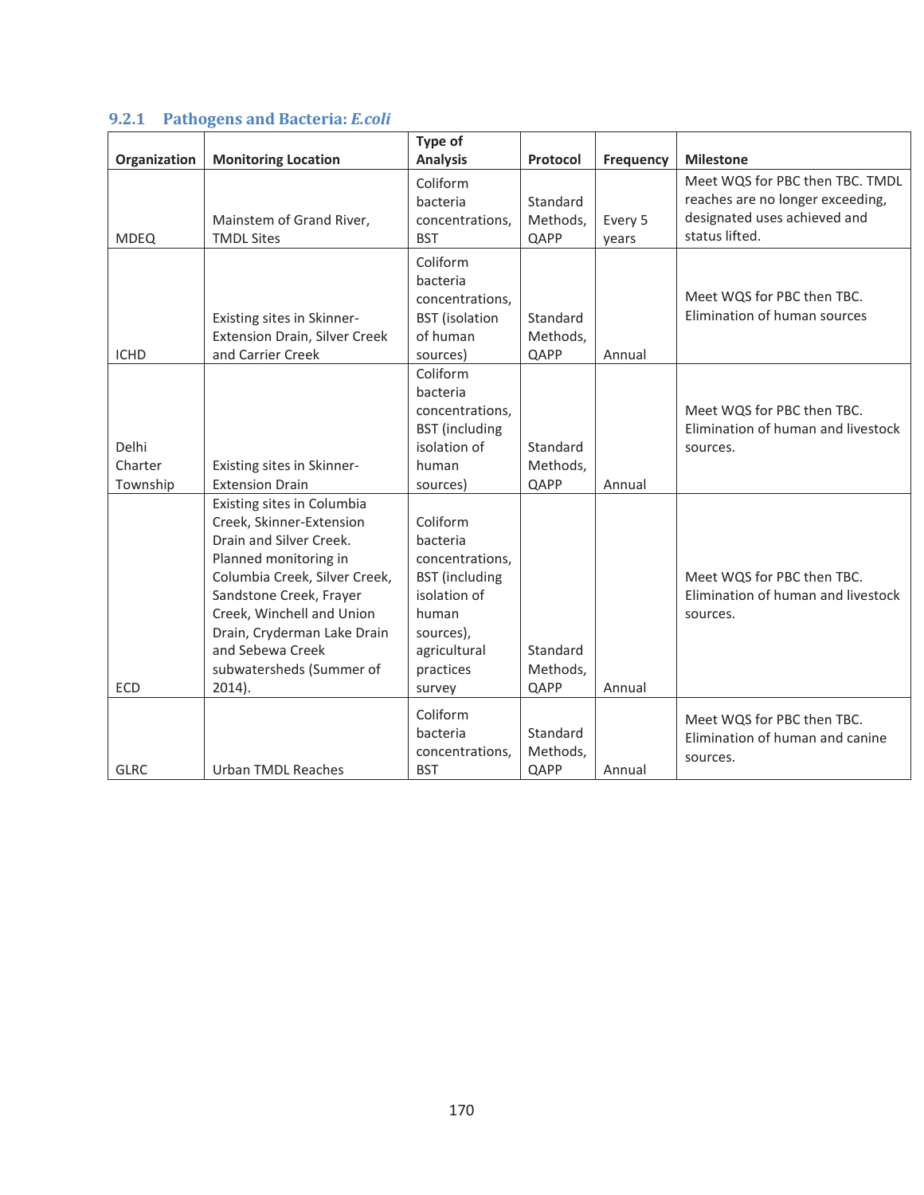### 9.2.1 Pathogens and Bacteria: *E.coli*

| Organization | Monitoring Location | Type of Analysis | Protocol | Frequency | Milestone |
|---|---|---|---|---|---|
| MDEQ | Mainstem of Grand River, TMDL Sites | Coliform bacteria concentrations, BST | Standard Methods, QAPP | Every 5 years | Meet WQS for PBC then TBC. TMDL reaches are no longer exceeding, designated uses achieved and status lifted. |
| ICHD | Existing sites in Skinner-Extension Drain, Silver Creek and Carrier Creek | Coliform bacteria concentrations, BST (isolation of human sources) | Standard Methods, QAPP | Annual | Meet WQS for PBC then TBC. Elimination of human sources |
| Delhi Charter Township | Existing sites in Skinner-Extension Drain | Coliform bacteria concentrations, BST (including isolation of human sources) | Standard Methods, QAPP | Annual | Meet WQS for PBC then TBC. Elimination of human and livestock sources. |
| ECD | Existing sites in Columbia Creek, Skinner-Extension Drain and Silver Creek. Planned monitoring in Columbia Creek, Silver Creek, Sandstone Creek, Frayer Creek, Winchell and Union Drain, Cryderman Lake Drain and Sebewa Creek subwatersheds (Summer of 2014). | Coliform bacteria concentrations, BST (including isolation of human sources), agricultural practices survey | Standard Methods, QAPP | Annual | Meet WQS for PBC then TBC. Elimination of human and livestock sources. |
| GLRC | Urban TMDL Reaches | Coliform bacteria concentrations, BST | Standard Methods, QAPP | Annual | Meet WQS for PBC then TBC. Elimination of human and canine sources. |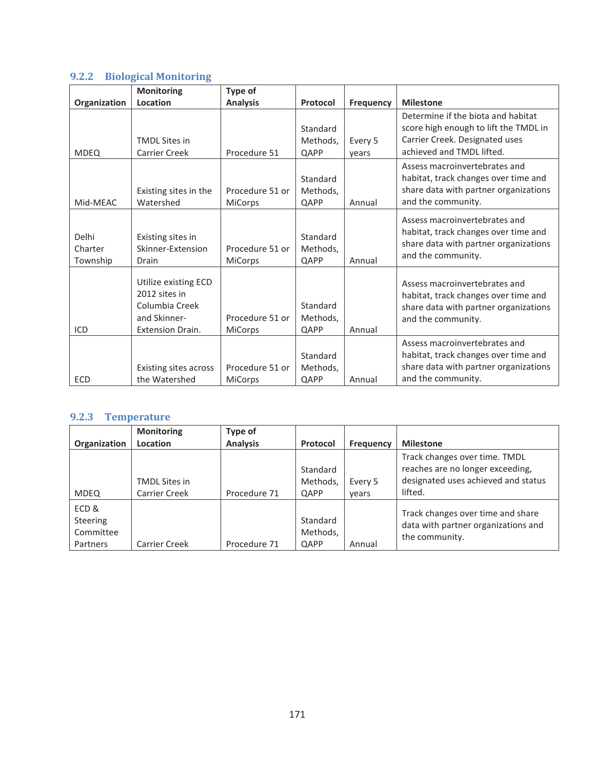### 9.2.2 Biological Monitoring

| Organization | Monitoring Location | Type of Analysis | Protocol | Frequency | Milestone |
|---|---|---|---|---|---|
| MDEQ | TMDL Sites in Carrier Creek | Procedure 51 | Standard Methods, QAPP | Every 5 years | Determine if the biota and habitat score high enough to lift the TMDL in Carrier Creek. Designated uses achieved and TMDL lifted. |
| Mid-MEAC | Existing sites in the Watershed | Procedure 51 or MiCorps | Standard Methods, QAPP | Annual | Assess macroinvertebrates and habitat, track changes over time and share data with partner organizations and the community. |
| Delhi Charter Township | Existing sites in Skinner-Extension Drain | Procedure 51 or MiCorps | Standard Methods, QAPP | Annual | Assess macroinvertebrates and habitat, track changes over time and share data with partner organizations and the community. |
| ICD | Utilize existing ECD 2012 sites in Columbia Creek and Skinner-Extension Drain. | Procedure 51 or MiCorps | Standard Methods, QAPP | Annual | Assess macroinvertebrates and habitat, track changes over time and share data with partner organizations and the community. |
| ECD | Existing sites across the Watershed | Procedure 51 or MiCorps | Standard Methods, QAPP | Annual | Assess macroinvertebrates and habitat, track changes over time and share data with partner organizations and the community. |

### 9.2.3 Temperature

| Organization | Monitoring Location | Type of Analysis | Protocol | Frequency | Milestone |
|---|---|---|---|---|---|
| MDEQ | TMDL Sites in Carrier Creek | Procedure 71 | Standard Methods, QAPP | Every 5 years | Track changes over time. TMDL reaches are no longer exceeding, designated uses achieved and status lifted. |
| ECD & Steering Committee Partners | Carrier Creek | Procedure 71 | Standard Methods, QAPP | Annual | Track changes over time and share data with partner organizations and the community. |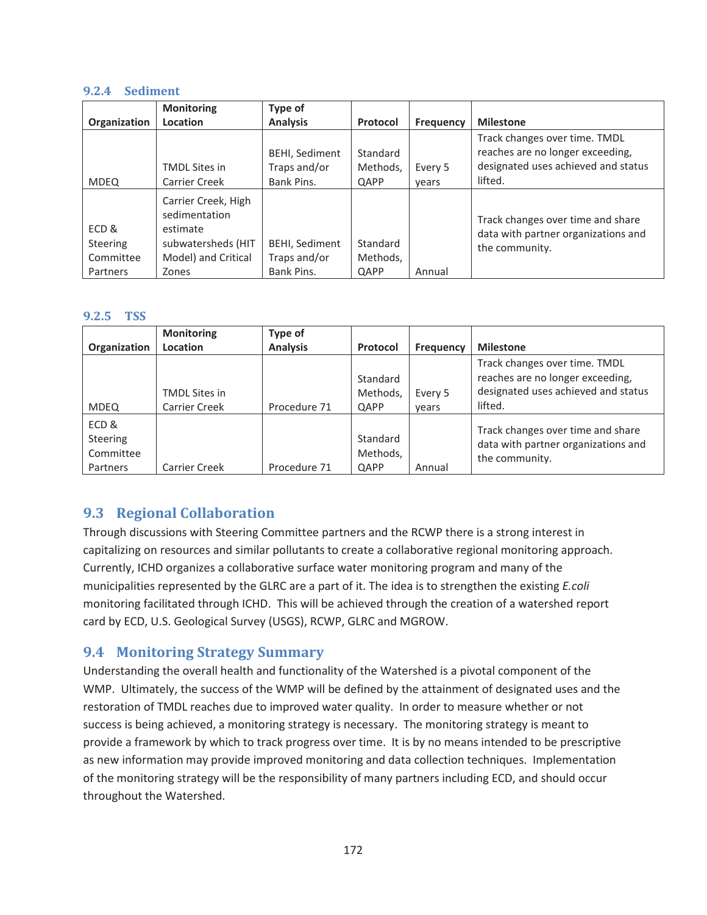### 9.2.4 Sediment

| Organization | Monitoring Location | Type of Analysis | Protocol | Frequency | Milestone |
|---|---|---|---|---|---|
| MDEQ | TMDL Sites in Carrier Creek | BEHI, Sediment Traps and/or Bank Pins. | Standard Methods, QAPP | Every 5 years | Track changes over time. TMDL reaches are no longer exceeding, designated uses achieved and status lifted. |
| ECD & Steering Committee Partners | Carrier Creek, High sedimentation estimate subwatersheds (HIT Model) and Critical Zones | BEHI, Sediment Traps and/or Bank Pins. | Standard Methods, QAPP | Annual | Track changes over time and share data with partner organizations and the community. |

### 9.2.5 TSS

| Organization | Monitoring Location | Type of Analysis | Protocol | Frequency | Milestone |
|---|---|---|---|---|---|
| MDEQ | TMDL Sites in Carrier Creek | Procedure 71 | Standard Methods, QAPP | Every 5 years | Track changes over time. TMDL reaches are no longer exceeding, designated uses achieved and status lifted. |
| ECD & Steering Committee Partners | Carrier Creek | Procedure 71 | Standard Methods, QAPP | Annual | Track changes over time and share data with partner organizations and the community. |

## 9.3 Regional Collaboration

Through discussions with Steering Committee partners and the RCWP there is a strong interest in capitalizing on resources and similar pollutants to create a collaborative regional monitoring approach. Currently, ICHD organizes a collaborative surface water monitoring program and many of the municipalities represented by the GLRC are a part of it. The idea is to strengthen the existing *E.coli* monitoring facilitated through ICHD. This will be achieved through the creation of a watershed report card by ECD, U.S. Geological Survey (USGS), RCWP, GLRC and MGROW.

## 9.4 Monitoring Strategy Summary

Understanding the overall health and functionality of the Watershed is a pivotal component of the WMP. Ultimately, the success of the WMP will be defined by the attainment of designated uses and the restoration of TMDL reaches due to improved water quality. In order to measure whether or not success is being achieved, a monitoring strategy is necessary. The monitoring strategy is meant to provide a framework by which to track progress over time. It is by no means intended to be prescriptive as new information may provide improved monitoring and data collection techniques. Implementation of the monitoring strategy will be the responsibility of many partners including ECD, and should occur throughout the Watershed.